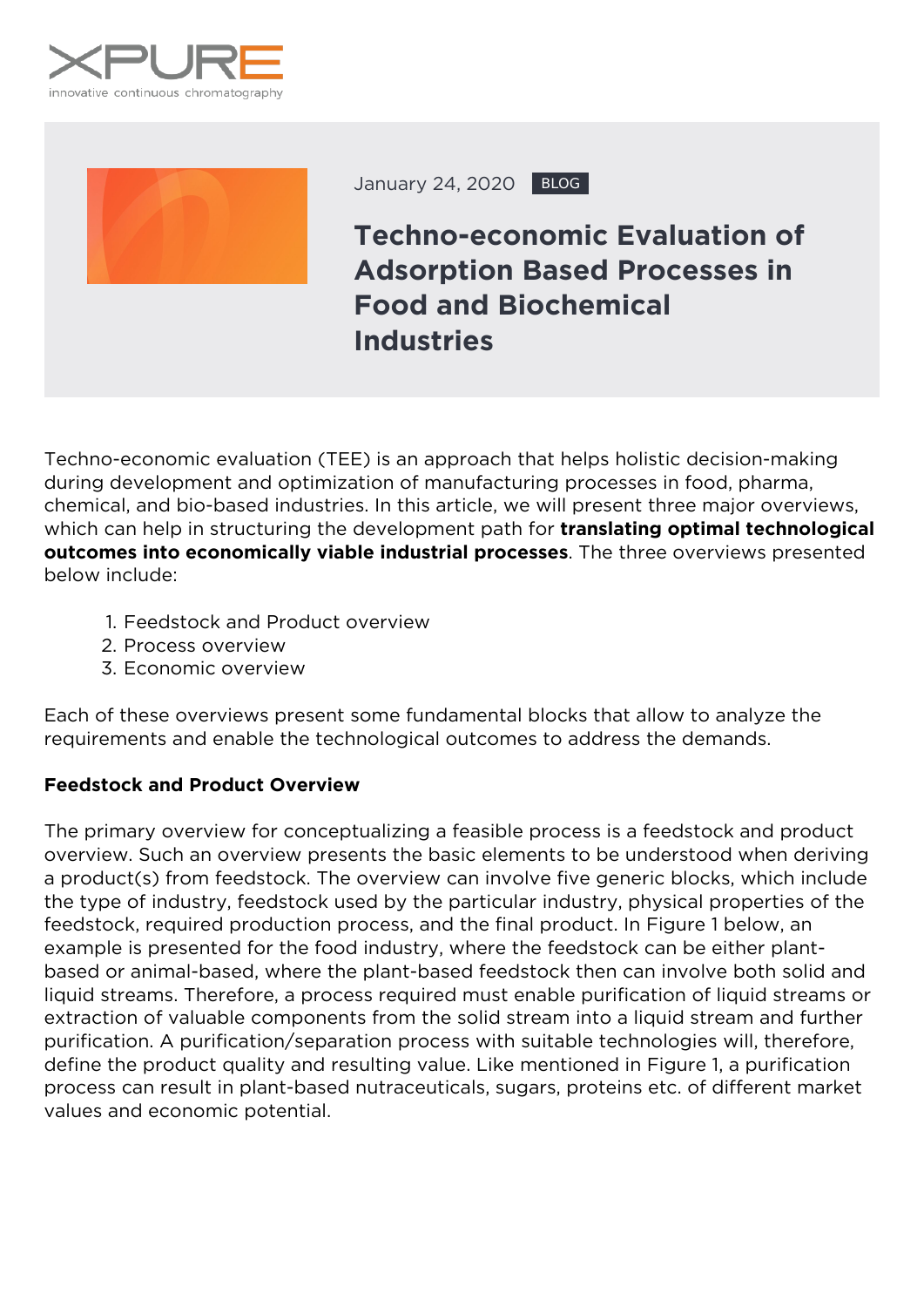XPURE
innovative continuous chromatography

January 24, 2020 BLOG

# Techno-economic Evaluation of Adsorption Based Processes in Food and Biochemical Industries

Techno-economic evaluation (TEE) is an approach that helps holistic decision-making during development and optimization of manufacturing processes in food, pharma, chemical, and bio-based industries. In this article, we will present three major overviews, which can help in structuring the development path for **translating optimal technological outcomes into economically viable industrial processes**. The three overviews presented below include:

1. Feedstock and Product overview
2. Process overview
3. Economic overview

Each of these overviews present some fundamental blocks that allow to analyze the requirements and enable the technological outcomes to address the demands.

**Feedstock and Product Overview**

The primary overview for conceptualizing a feasible process is a feedstock and product overview. Such an overview presents the basic elements to be understood when deriving a product(s) from feedstock. The overview can involve five generic blocks, which include the type of industry, feedstock used by the particular industry, physical properties of the feedstock, required production process, and the final product. In Figure 1 below, an example is presented for the food industry, where the feedstock can be either plant-based or animal-based, where the plant-based feedstock then can involve both solid and liquid streams. Therefore, a process required must enable purification of liquid streams or extraction of valuable components from the solid stream into a liquid stream and further purification. A purification/separation process with suitable technologies will, therefore, define the product quality and resulting value. Like mentioned in Figure 1, a purification process can result in plant-based nutraceuticals, sugars, proteins etc. of different market values and economic potential.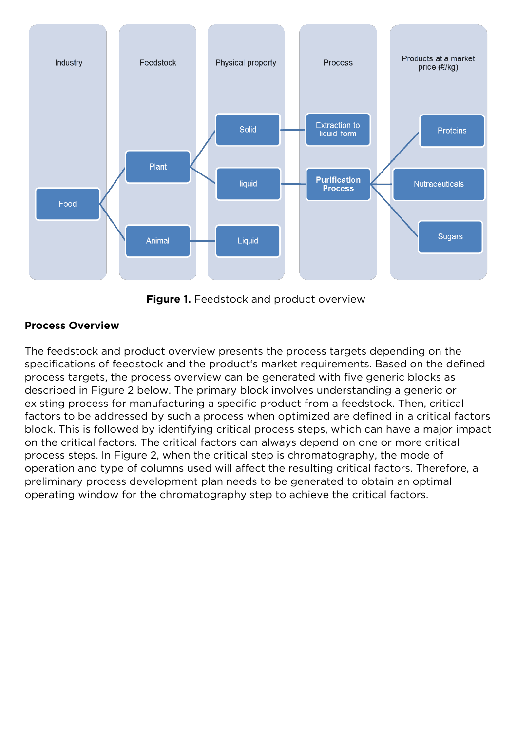**Figure 1.** Feedstock and product overview

**Process Overview**

The feedstock and product overview presents the process targets depending on the specifications of feedstock and the product's market requirements. Based on the defined process targets, the process overview can be generated with five generic blocks as described in Figure 2 below. The primary block involves understanding a generic or existing process for manufacturing a specific product from a feedstock. Then, critical factors to be addressed by such a process when optimized are defined in a critical factors block. This is followed by identifying critical process steps, which can have a major impact on the critical factors. The critical factors can always depend on one or more critical process steps. In Figure 2, when the critical step is chromatography, the mode of operation and type of columns used will affect the resulting critical factors. Therefore, a preliminary process development plan needs to be generated to obtain an optimal operating window for the chromatography step to achieve the critical factors.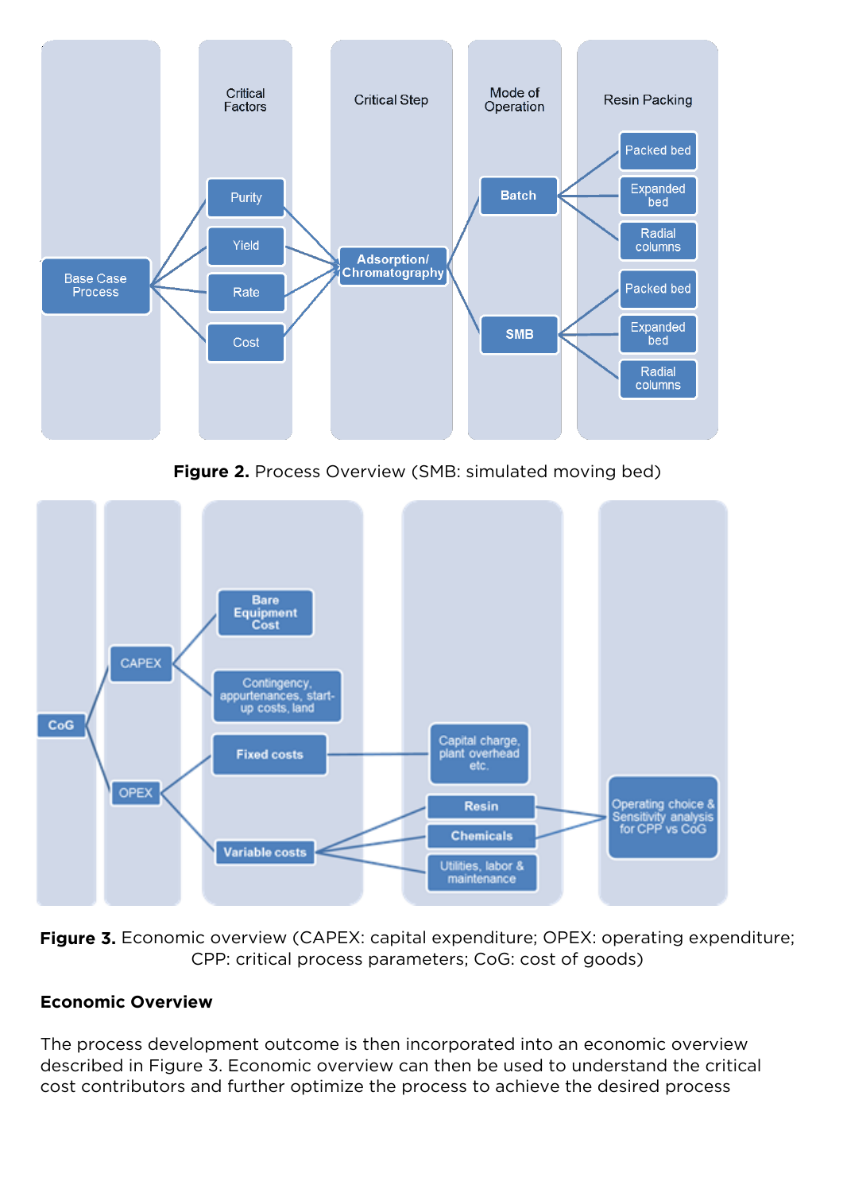**Figure 2.** Process Overview (SMB: simulated moving bed)

**Figure 3.** Economic overview (CAPEX: capital expenditure; OPEX: operating expenditure; CPP: critical process parameters; CoG: cost of goods)

**Economic Overview**

The process development outcome is then incorporated into an economic overview described in Figure 3. Economic overview can then be used to understand the critical cost contributors and further optimize the process to achieve the desired process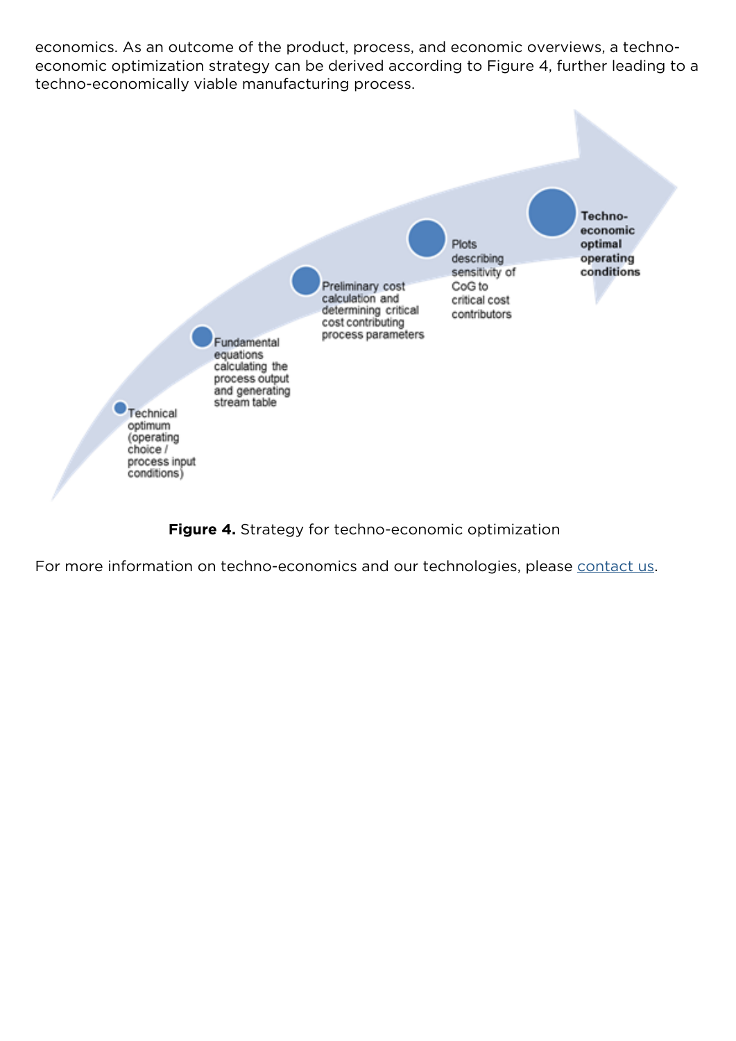economics. As an outcome of the product, process, and economic overviews, a techno-economic optimization strategy can be derived according to Figure 4, further leading to a techno-economically viable manufacturing process.

Technical optimum (operating choice / process input conditions)

Fundamental equations calculating the process output and generating stream table

Preliminary cost calculation and determining critical cost contributing process parameters

Plots describing sensitivity of CoG to critical cost contributors

**Techno-economic optimal operating conditions**

**Figure 4.** Strategy for techno-economic optimization

For more information on techno-economics and our technologies, please contact us.